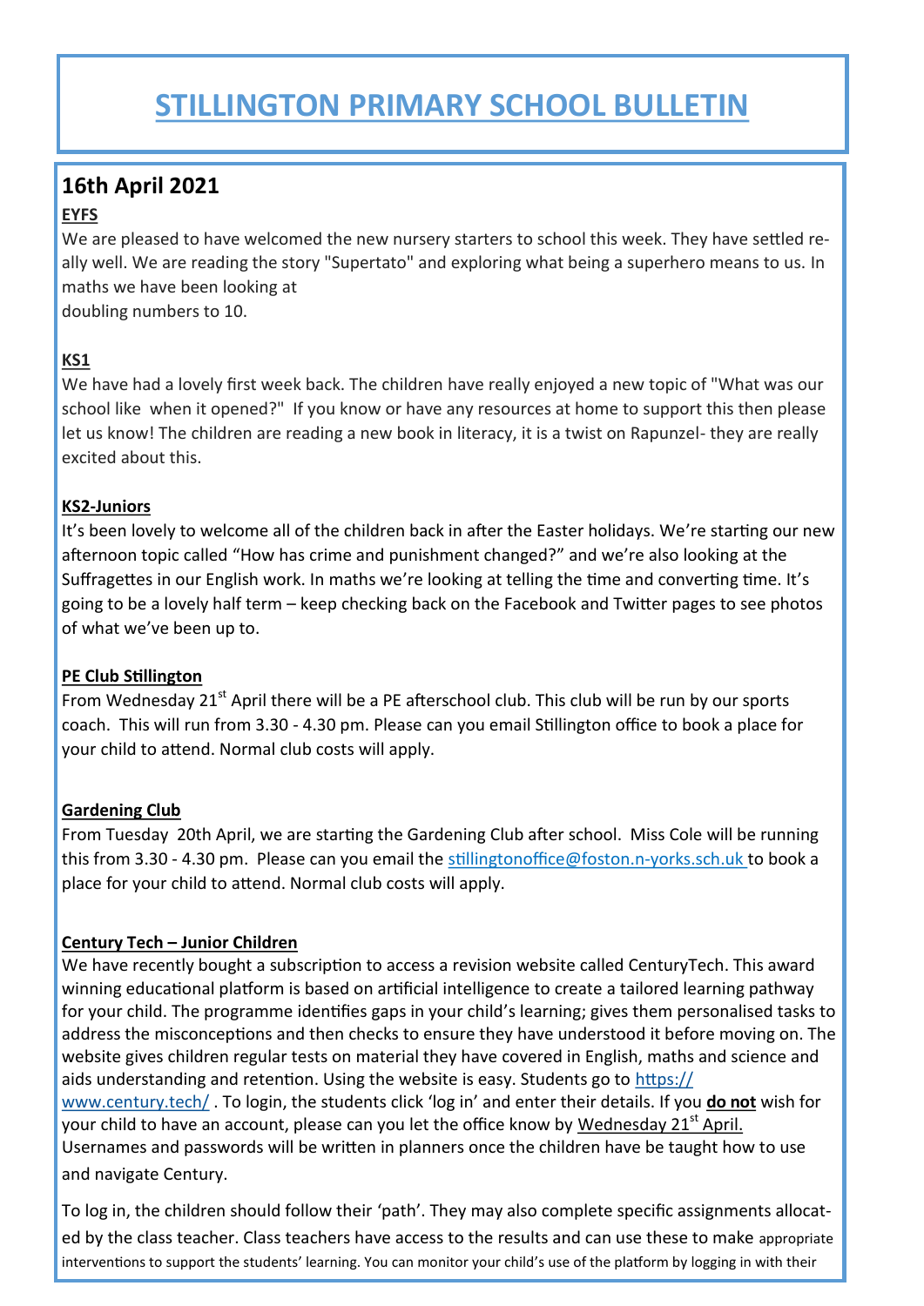# STILLINGTON PRIMARY SCHOOL BULLETIN

## 16th April 2021

**EYFS**

We are pleased to have welcomed the new nursery starters to school this week. They have settled really well. We are reading the story "Supertato" and exploring what being a superhero means to us. In maths we have been looking at doubling numbers to 10.

**KS1**

We have had a lovely first week back. The children have really enjoyed a new topic of "What was our school like when it opened?" If you know or have any resources at home to support this then please let us know! The children are reading a new book in literacy, it is a twist on Rapunzel- they are really excited about this.

**KS2-Juniors**

It's been lovely to welcome all of the children back in after the Easter holidays. We're starting our new afternoon topic called "How has crime and punishment changed?" and we're also looking at the Suffragettes in our English work. In maths we're looking at telling the time and converting time. It's going to be a lovely half term – keep checking back on the Facebook and Twitter pages to see photos of what we've been up to.

**PE Club Stillington**

From Wednesday 21st April there will be a PE afterschool club. This club will be run by our sports coach. This will run from 3.30 - 4.30 pm. Please can you email Stillington office to book a place for your child to attend. Normal club costs will apply.

**Gardening Club**

From Tuesday 20th April, we are starting the Gardening Club after school. Miss Cole will be running this from 3.30 - 4.30 pm. Please can you email the stillingtonoffice@foston.n-yorks.sch.uk to book a place for your child to attend. Normal club costs will apply.

**Century Tech – Junior Children**

We have recently bought a subscription to access a revision website called CenturyTech. This award winning educational platform is based on artificial intelligence to create a tailored learning pathway for your child. The programme identifies gaps in your child's learning; gives them personalised tasks to address the misconceptions and then checks to ensure they have understood it before moving on. The website gives children regular tests on material they have covered in English, maths and science and aids understanding and retention. Using the website is easy. Students go to https://www.century.tech/ . To login, the students click 'log in' and enter their details. If you **do not** wish for your child to have an account, please can you let the office know by Wednesday 21st April. Usernames and passwords will be written in planners once the children have be taught how to use and navigate Century.

To log in, the children should follow their 'path'. They may also complete specific assignments allocated by the class teacher. Class teachers have access to the results and can use these to make appropriate interventions to support the students' learning. You can monitor your child's use of the platform by logging in with their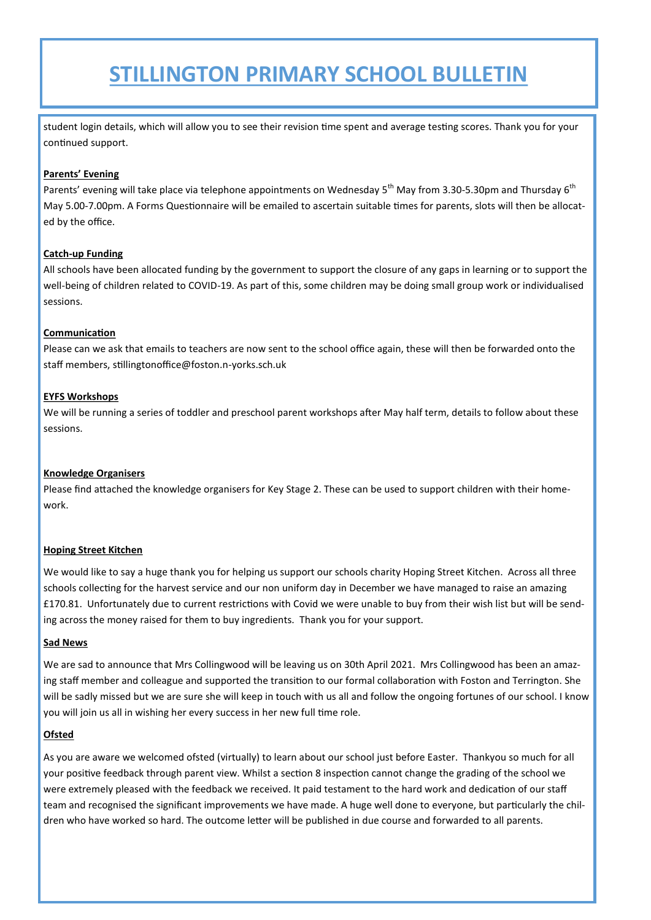# STILLINGTON PRIMARY SCHOOL BULLETIN

student login details, which will allow you to see their revision time spent and average testing scores. Thank you for your continued support.

**Parents' Evening**

Parents' evening will take place via telephone appointments on Wednesday 5th May from 3.30-5.30pm and Thursday 6th May 5.00-7.00pm. A Forms Questionnaire will be emailed to ascertain suitable times for parents, slots will then be allocated by the office.

**Catch-up Funding**

All schools have been allocated funding by the government to support the closure of any gaps in learning or to support the well-being of children related to COVID-19. As part of this, some children may be doing small group work or individualised sessions.

**Communication**

Please can we ask that emails to teachers are now sent to the school office again, these will then be forwarded onto the staff members, stillingtonoffice@foston.n-yorks.sch.uk

**EYFS Workshops**

We will be running a series of toddler and preschool parent workshops after May half term, details to follow about these sessions.

**Knowledge Organisers**

Please find attached the knowledge organisers for Key Stage 2. These can be used to support children with their homework.

**Hoping Street Kitchen**

We would like to say a huge thank you for helping us support our schools charity Hoping Street Kitchen. Across all three schools collecting for the harvest service and our non uniform day in December we have managed to raise an amazing £170.81. Unfortunately due to current restrictions with Covid we were unable to buy from their wish list but will be sending across the money raised for them to buy ingredients. Thank you for your support.

**Sad News**

We are sad to announce that Mrs Collingwood will be leaving us on 30th April 2021. Mrs Collingwood has been an amazing staff member and colleague and supported the transition to our formal collaboration with Foston and Terrington. She will be sadly missed but we are sure she will keep in touch with us all and follow the ongoing fortunes of our school. I know you will join us all in wishing her every success in her new full time role.

**Ofsted**

As you are aware we welcomed ofsted (virtually) to learn about our school just before Easter. Thankyou so much for all your positive feedback through parent view. Whilst a section 8 inspection cannot change the grading of the school we were extremely pleased with the feedback we received. It paid testament to the hard work and dedication of our staff team and recognised the significant improvements we have made. A huge well done to everyone, but particularly the children who have worked so hard. The outcome letter will be published in due course and forwarded to all parents.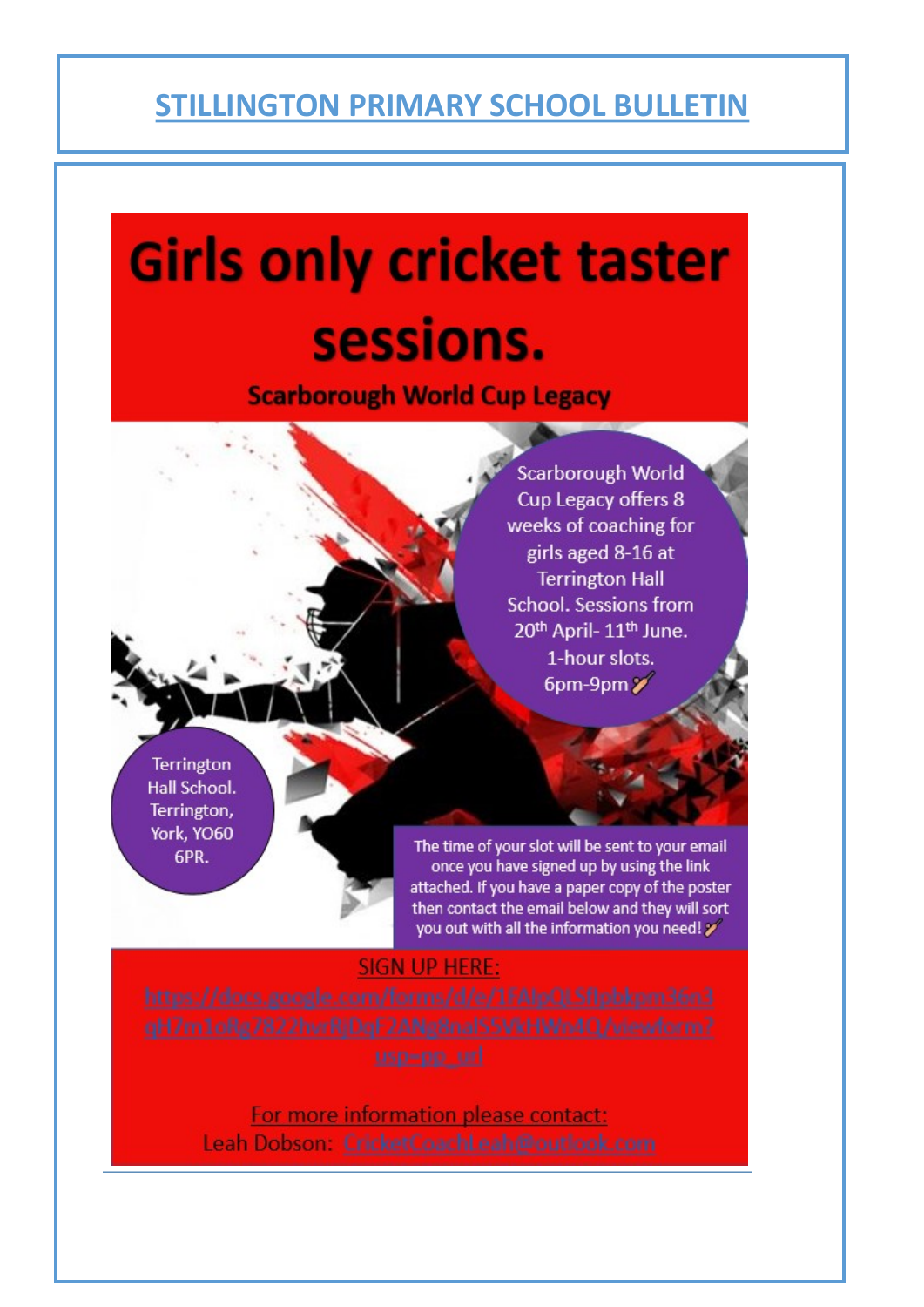# STILLINGTON PRIMARY SCHOOL BULLETIN

## Girls only cricket taster sessions.

### Scarborough World Cup Legacy

Scarborough World Cup Legacy offers 8 weeks of coaching for girls aged 8-16 at Terrington Hall School. Sessions from 20th April- 11th June. 1-hour slots. 6pm-9pm 🏏

Terrington Hall School. Terrington, York, YO60 6PR.

The time of your slot will be sent to your email once you have signed up by using the link attached. If you have a paper copy of the poster then contact the email below and they will sort you out with all the information you need! 🏏

SIGN UP HERE:
https://docs.google.com/forms/d/e/1FAIpQLSflpbkpm36n3qH7m1oRg7822hvrRjDqF2ANg8nalS5VkHWn4Q/viewform?usp=pp_url

For more information please contact:
Leah Dobson: CricketCoachLeah@outlook.com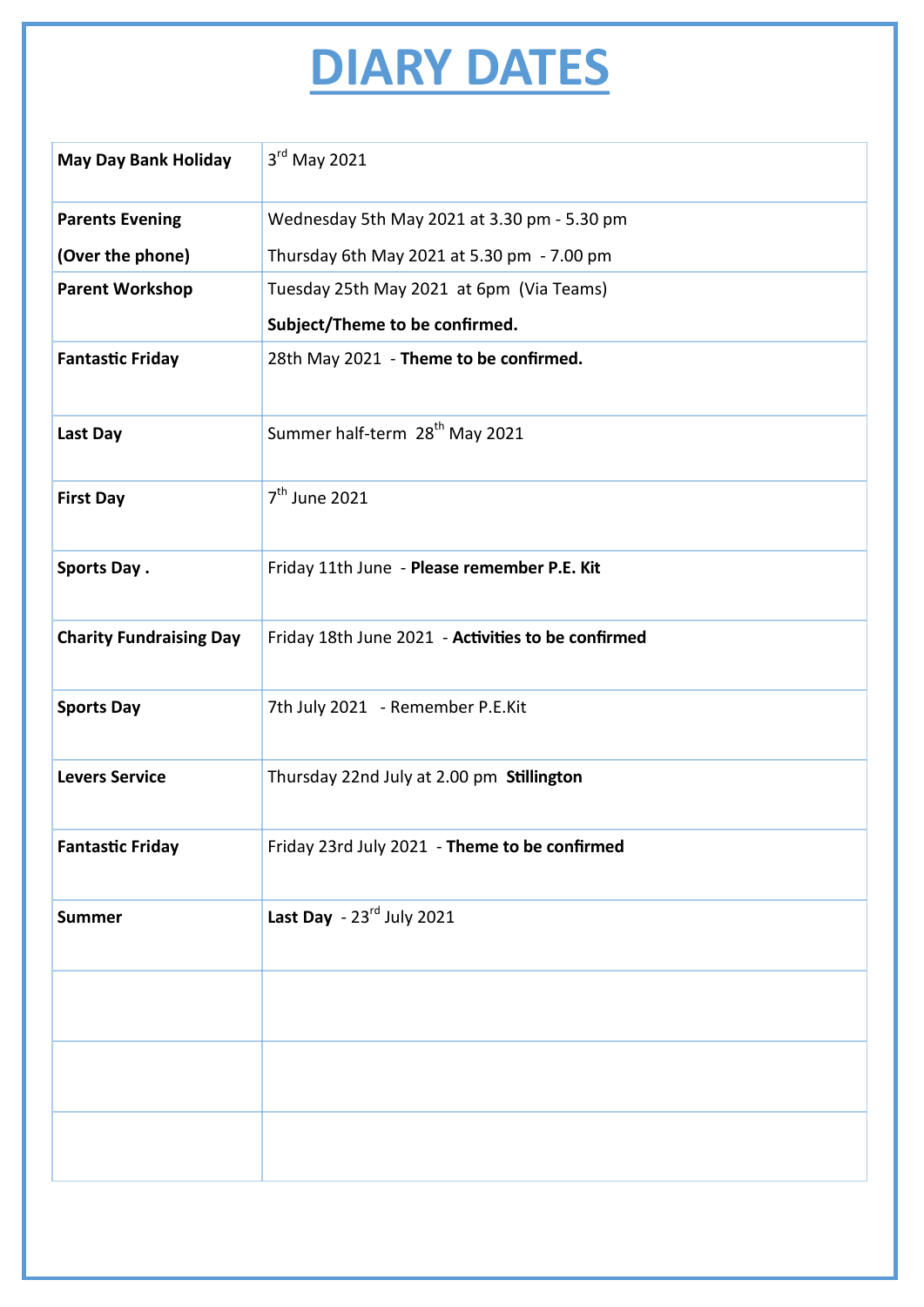# DIARY DATES

| | |
|---|---|
| **May Day Bank Holiday** | 3rd May 2021 |
| **Parents Evening (Over the phone)** | Wednesday 5th May 2021 at 3.30 pm - 5.30 pm<br>Thursday 6th May 2021 at 5.30 pm - 7.00 pm |
| **Parent Workshop** | Tuesday 25th May 2021 at 6pm (Via Teams)<br>**Subject/Theme to be confirmed.** |
| **Fantastic Friday** | 28th May 2021 - **Theme to be confirmed.** |
| **Last Day** | Summer half-term 28th May 2021 |
| **First Day** | 7th June 2021 |
| **Sports Day .** | Friday 11th June - **Please remember P.E. Kit** |
| **Charity Fundraising Day** | Friday 18th June 2021 - **Activities to be confirmed** |
| **Sports Day** | 7th July 2021 - Remember P.E.Kit |
| **Levers Service** | Thursday 22nd July at 2.00 pm **Stillington** |
| **Fantastic Friday** | Friday 23rd July 2021 - **Theme to be confirmed** |
| **Summer** | **Last Day** - 23rd July 2021 |
| | |
| | |
| | |